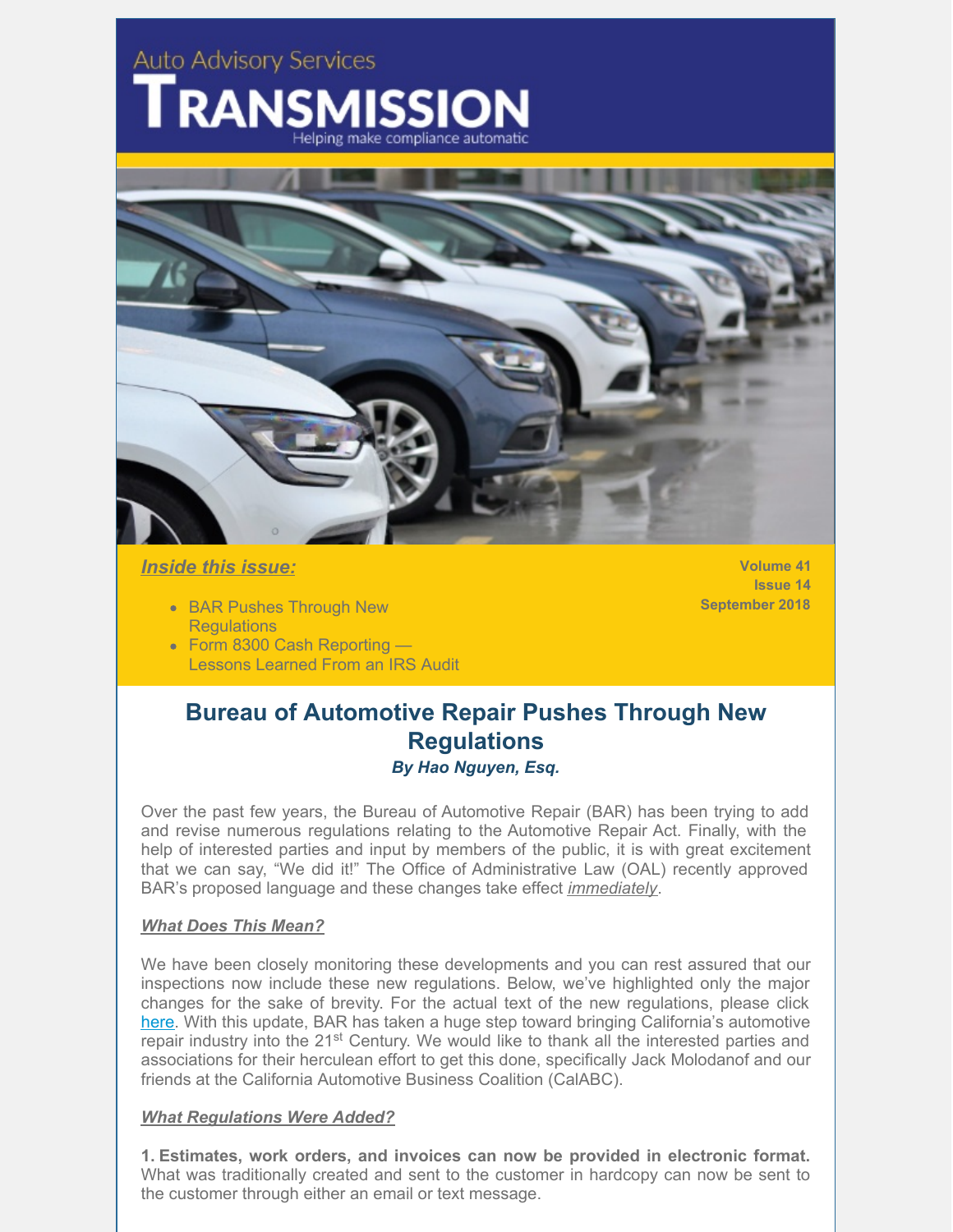Auto Advisory Services

# TRANSMISSION

Helping make compliance automatic

***Inside this issue:***

- BAR Pushes Through New Regulations
- Form 8300 Cash Reporting — Lessons Learned From an IRS Audit

**Volume 41**
**Issue 14**
**September 2018**

## Bureau of Automotive Repair Pushes Through New Regulations

***By Hao Nguyen, Esq.***

Over the past few years, the Bureau of Automotive Repair (BAR) has been trying to add and revise numerous regulations relating to the Automotive Repair Act. Finally, with the help of interested parties and input by members of the public, it is with great excitement that we can say, "We did it!" The Office of Administrative Law (OAL) recently approved BAR's proposed language and these changes take effect *immediately*.

***What Does This Mean?***

We have been closely monitoring these developments and you can rest assured that our inspections now include these new regulations. Below, we've highlighted only the major changes for the sake of brevity. For the actual text of the new regulations, please click here. With this update, BAR has taken a huge step toward bringing California's automotive repair industry into the 21st Century. We would like to thank all the interested parties and associations for their herculean effort to get this done, specifically Jack Molodanof and our friends at the California Automotive Business Coalition (CalABC).

***What Regulations Were Added?***

**1. Estimates, work orders, and invoices can now be provided in electronic format.** What was traditionally created and sent to the customer in hardcopy can now be sent to the customer through either an email or text message.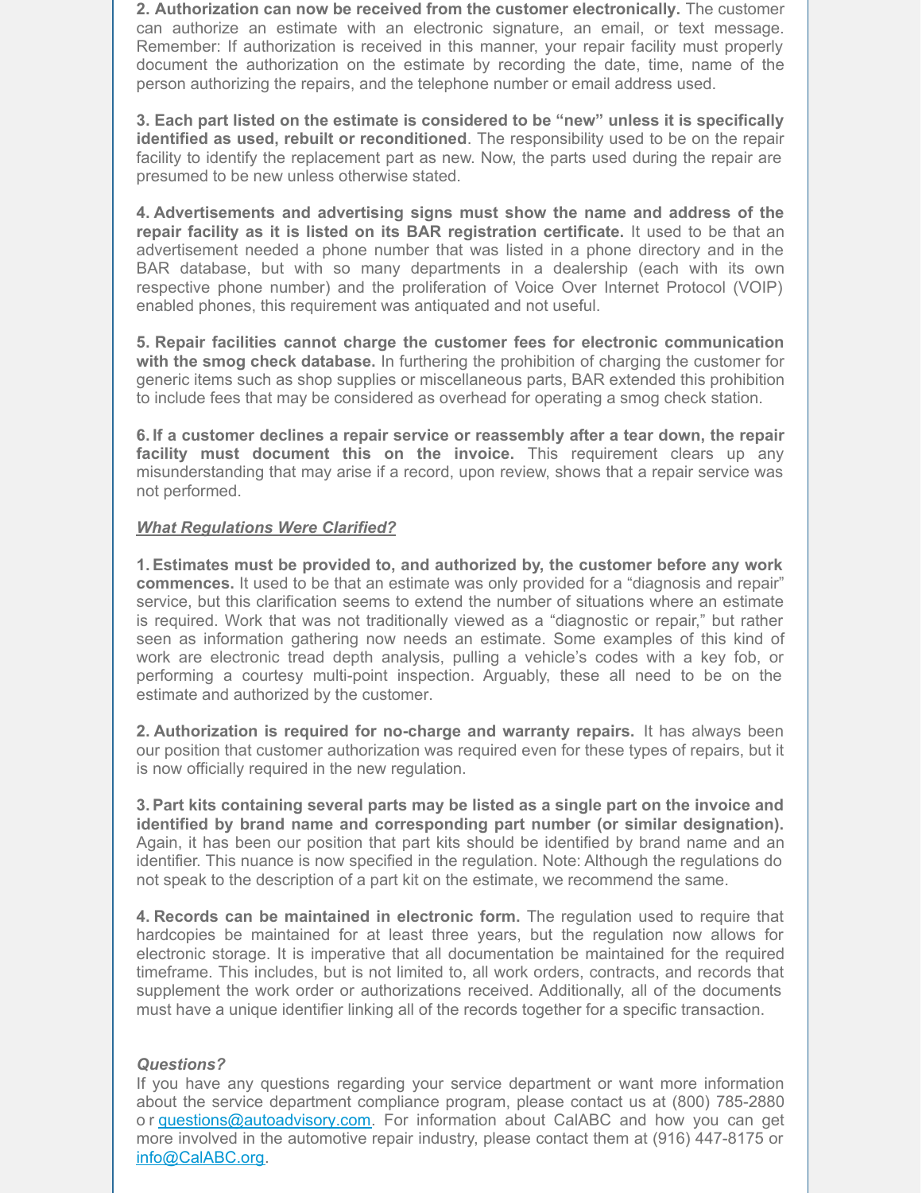**2. Authorization can now be received from the customer electronically.** The customer can authorize an estimate with an electronic signature, an email, or text message. Remember: If authorization is received in this manner, your repair facility must properly document the authorization on the estimate by recording the date, time, name of the person authorizing the repairs, and the telephone number or email address used.

**3. Each part listed on the estimate is considered to be "new" unless it is specifically identified as used, rebuilt or reconditioned**. The responsibility used to be on the repair facility to identify the replacement part as new. Now, the parts used during the repair are presumed to be new unless otherwise stated.

**4. Advertisements and advertising signs must show the name and address of the repair facility as it is listed on its BAR registration certificate.** It used to be that an advertisement needed a phone number that was listed in a phone directory and in the BAR database, but with so many departments in a dealership (each with its own respective phone number) and the proliferation of Voice Over Internet Protocol (VOIP) enabled phones, this requirement was antiquated and not useful.

**5. Repair facilities cannot charge the customer fees for electronic communication with the smog check database.** In furthering the prohibition of charging the customer for generic items such as shop supplies or miscellaneous parts, BAR extended this prohibition to include fees that may be considered as overhead for operating a smog check station.

**6. If a customer declines a repair service or reassembly after a tear down, the repair facility must document this on the invoice.** This requirement clears up any misunderstanding that may arise if a record, upon review, shows that a repair service was not performed.

***What Regulations Were Clarified?***

**1. Estimates must be provided to, and authorized by, the customer before any work commences.** It used to be that an estimate was only provided for a "diagnosis and repair" service, but this clarification seems to extend the number of situations where an estimate is required. Work that was not traditionally viewed as a "diagnostic or repair," but rather seen as information gathering now needs an estimate. Some examples of this kind of work are electronic tread depth analysis, pulling a vehicle's codes with a key fob, or performing a courtesy multi-point inspection. Arguably, these all need to be on the estimate and authorized by the customer.

**2. Authorization is required for no-charge and warranty repairs.** It has always been our position that customer authorization was required even for these types of repairs, but it is now officially required in the new regulation.

**3. Part kits containing several parts may be listed as a single part on the invoice and identified by brand name and corresponding part number (or similar designation).** Again, it has been our position that part kits should be identified by brand name and an identifier. This nuance is now specified in the regulation. Note: Although the regulations do not speak to the description of a part kit on the estimate, we recommend the same.

**4. Records can be maintained in electronic form.** The regulation used to require that hardcopies be maintained for at least three years, but the regulation now allows for electronic storage. It is imperative that all documentation be maintained for the required timeframe. This includes, but is not limited to, all work orders, contracts, and records that supplement the work order or authorizations received. Additionally, all of the documents must have a unique identifier linking all of the records together for a specific transaction.

***Questions?***

If you have any questions regarding your service department or want more information about the service department compliance program, please contact us at (800) 785-2880 or questions@autoadvisory.com. For information about CalABC and how you can get more involved in the automotive repair industry, please contact them at (916) 447-8175 or info@CalABC.org.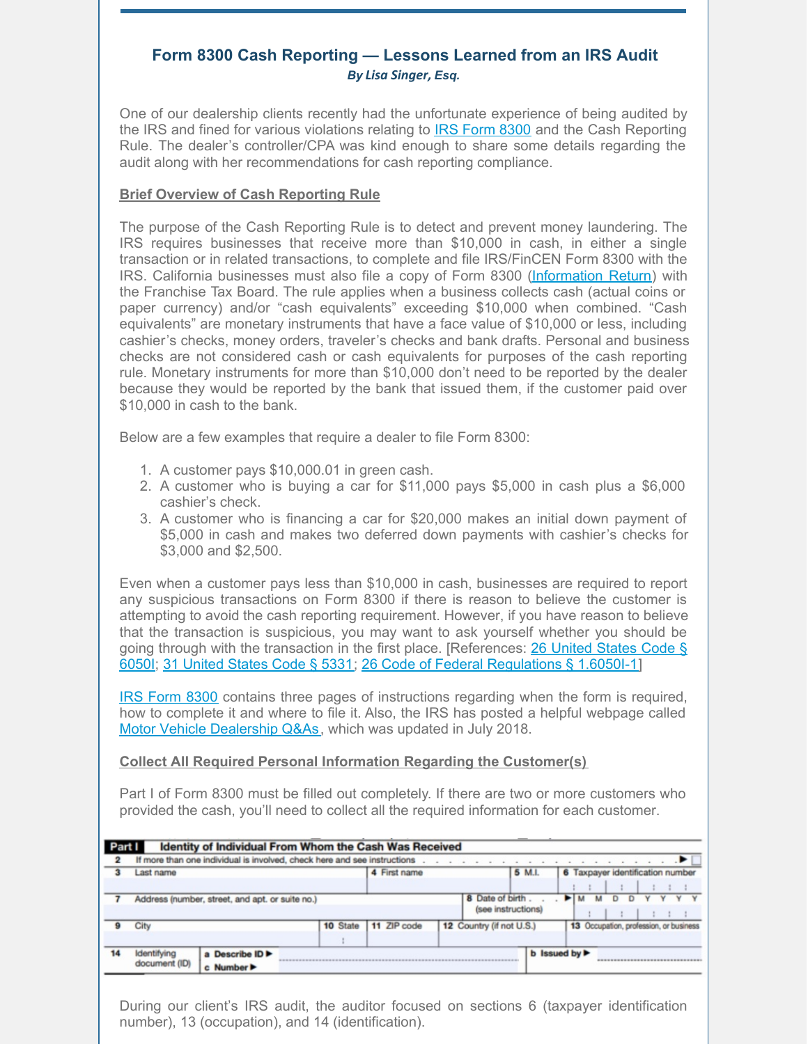## Form 8300 Cash Reporting — Lessons Learned from an IRS Audit

***By Lisa Singer, Esq.***

One of our dealership clients recently had the unfortunate experience of being audited by the IRS and fined for various violations relating to IRS Form 8300 and the Cash Reporting Rule. The dealer's controller/CPA was kind enough to share some details regarding the audit along with her recommendations for cash reporting compliance.

**Brief Overview of Cash Reporting Rule**

The purpose of the Cash Reporting Rule is to detect and prevent money laundering. The IRS requires businesses that receive more than $10,000 in cash, in either a single transaction or in related transactions, to complete and file IRS/FinCEN Form 8300 with the IRS. California businesses must also file a copy of Form 8300 (Information Return) with the Franchise Tax Board. The rule applies when a business collects cash (actual coins or paper currency) and/or "cash equivalents" exceeding $10,000 when combined. "Cash equivalents" are monetary instruments that have a face value of $10,000 or less, including cashier's checks, money orders, traveler's checks and bank drafts. Personal and business checks are not considered cash or cash equivalents for purposes of the cash reporting rule. Monetary instruments for more than $10,000 don't need to be reported by the dealer because they would be reported by the bank that issued them, if the customer paid over $10,000 in cash to the bank.

Below are a few examples that require a dealer to file Form 8300:

1. A customer pays $10,000.01 in green cash.
2. A customer who is buying a car for $11,000 pays $5,000 in cash plus a $6,000 cashier's check.
3. A customer who is financing a car for $20,000 makes an initial down payment of $5,000 in cash and makes two deferred down payments with cashier's checks for $3,000 and $2,500.

Even when a customer pays less than $10,000 in cash, businesses are required to report any suspicious transactions on Form 8300 if there is reason to believe the customer is attempting to avoid the cash reporting requirement. However, if you have reason to believe that the transaction is suspicious, you may want to ask yourself whether you should be going through with the transaction in the first place. [References: 26 United States Code § 6050I; 31 United States Code § 5331; 26 Code of Federal Regulations § 1.6050I-1]

IRS Form 8300 contains three pages of instructions regarding when the form is required, how to complete it and where to file it. Also, the IRS has posted a helpful webpage called Motor Vehicle Dealership Q&As, which was updated in July 2018.

**Collect All Required Personal Information Regarding the Customer(s)**

Part I of Form 8300 must be filled out completely. If there are two or more customers who provided the cash, you'll need to collect all the required information for each customer.

| **Part I** Identity of Individual From Whom the Cash Was Received | | | | | |
|---|---|---|---|---|---|
| 2 If more than one individual is involved, check here and see instructions ▶ ☐ | | | | | |
| 3 Last name | | 4 First name | | 5 M.I. | 6 Taxpayer identification number |
| 7 Address (number, street, and apt. or suite no.) | | | 8 Date of birth (see instructions) ▶ M M D D Y Y Y Y | | |
| 9 City | 10 State | 11 ZIP code | 12 Country (if not U.S.) | | 13 Occupation, profession, or business |
| 14 Identifying document (ID) | a Describe ID ▶ | | b Issued by ▶ | | |
| | c Number ▶ | | | | |

During our client's IRS audit, the auditor focused on sections 6 (taxpayer identification number), 13 (occupation), and 14 (identification).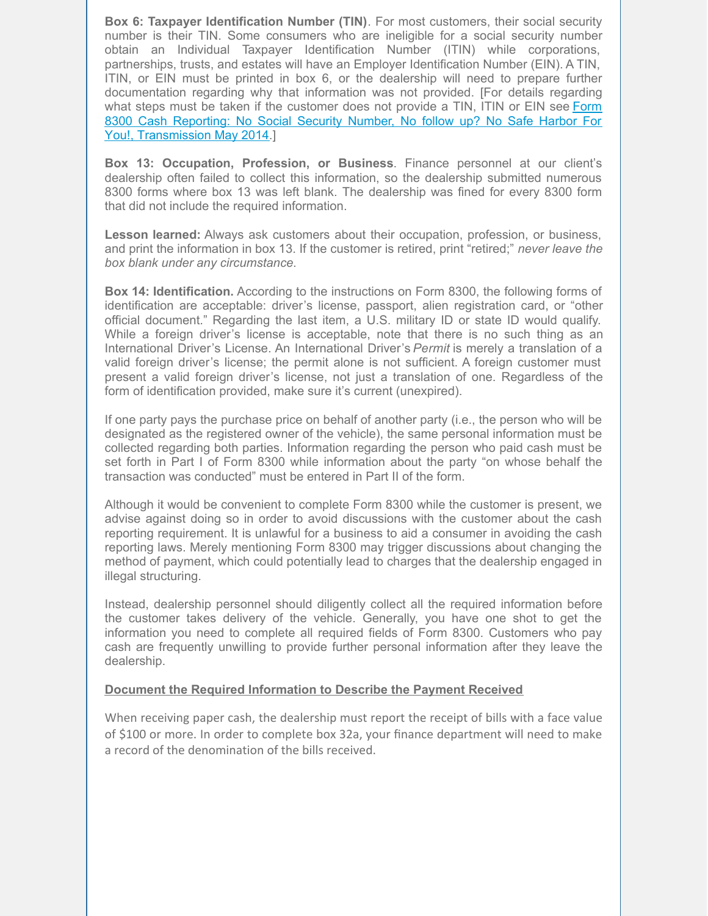**Box 6: Taxpayer Identification Number (TIN)**. For most customers, their social security number is their TIN. Some consumers who are ineligible for a social security number obtain an Individual Taxpayer Identification Number (ITIN) while corporations, partnerships, trusts, and estates will have an Employer Identification Number (EIN). A TIN, ITIN, or EIN must be printed in box 6, or the dealership will need to prepare further documentation regarding why that information was not provided. [For details regarding what steps must be taken if the customer does not provide a TIN, ITIN or EIN see Form 8300 Cash Reporting: No Social Security Number, No follow up? No Safe Harbor For You!, Transmission May 2014.]

**Box 13: Occupation, Profession, or Business**. Finance personnel at our client's dealership often failed to collect this information, so the dealership submitted numerous 8300 forms where box 13 was left blank. The dealership was fined for every 8300 form that did not include the required information.

**Lesson learned:** Always ask customers about their occupation, profession, or business, and print the information in box 13. If the customer is retired, print "retired;" *never leave the box blank under any circumstance*.

**Box 14: Identification.** According to the instructions on Form 8300, the following forms of identification are acceptable: driver's license, passport, alien registration card, or "other official document." Regarding the last item, a U.S. military ID or state ID would qualify. While a foreign driver's license is acceptable, note that there is no such thing as an International Driver's License. An International Driver's *Permit* is merely a translation of a valid foreign driver's license; the permit alone is not sufficient. A foreign customer must present a valid foreign driver's license, not just a translation of one. Regardless of the form of identification provided, make sure it's current (unexpired).

If one party pays the purchase price on behalf of another party (i.e., the person who will be designated as the registered owner of the vehicle), the same personal information must be collected regarding both parties. Information regarding the person who paid cash must be set forth in Part I of Form 8300 while information about the party "on whose behalf the transaction was conducted" must be entered in Part II of the form.

Although it would be convenient to complete Form 8300 while the customer is present, we advise against doing so in order to avoid discussions with the customer about the cash reporting requirement. It is unlawful for a business to aid a consumer in avoiding the cash reporting laws. Merely mentioning Form 8300 may trigger discussions about changing the method of payment, which could potentially lead to charges that the dealership engaged in illegal structuring.

Instead, dealership personnel should diligently collect all the required information before the customer takes delivery of the vehicle. Generally, you have one shot to get the information you need to complete all required fields of Form 8300. Customers who pay cash are frequently unwilling to provide further personal information after they leave the dealership.

**Document the Required Information to Describe the Payment Received**

When receiving paper cash, the dealership must report the receipt of bills with a face value of $100 or more. In order to complete box 32a, your finance department will need to make a record of the denomination of the bills received.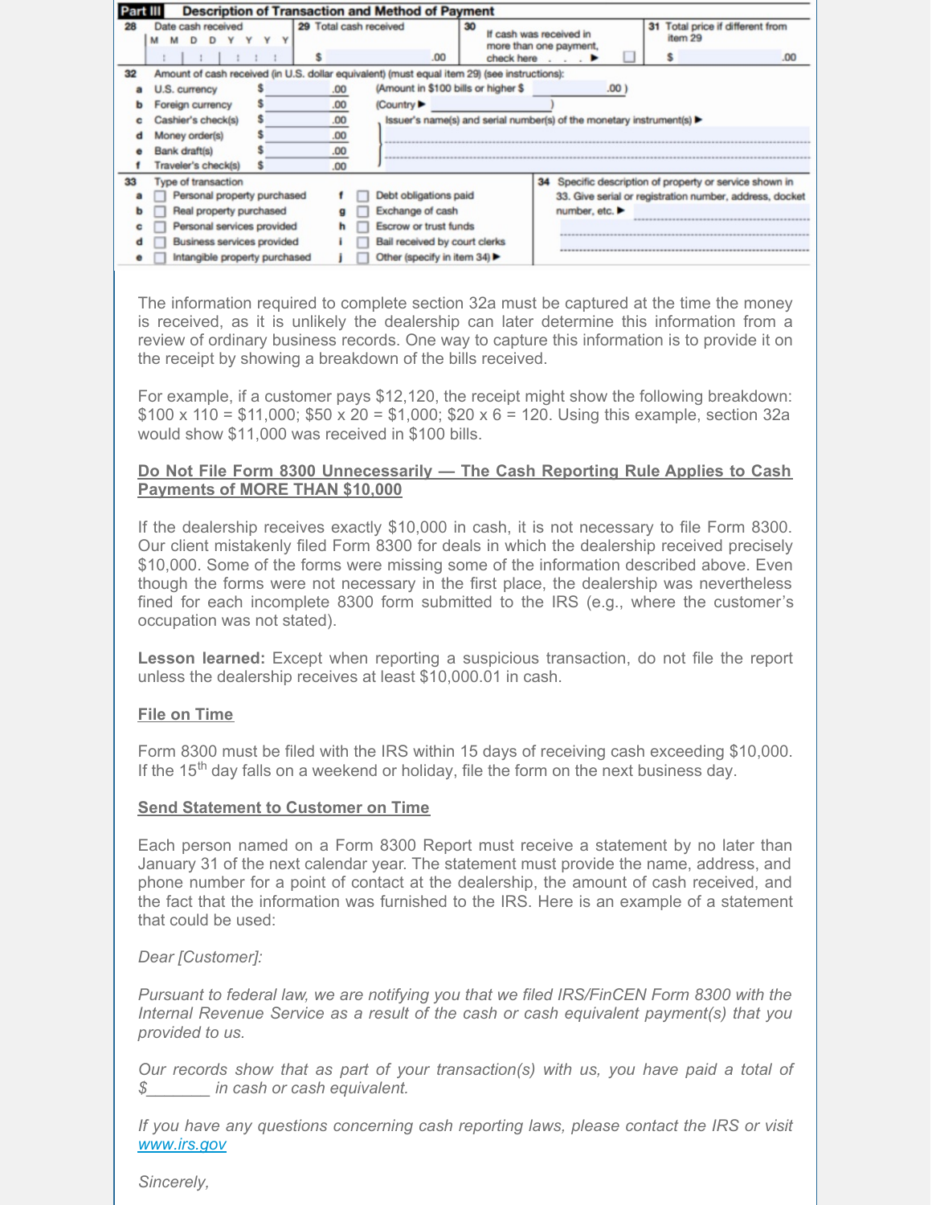**Part III Description of Transaction and Method of Payment**

| 28 Date cash received (M M D D Y Y Y Y) | 29 Total cash received | 30 If cash was received in more than one payment, check here ▶ ☐ | 31 Total price if different from item 29 |
|---|---|---|---|
| | $ .00 | | $ .00 |

32 Amount of cash received (in U.S. dollar equivalent) (must equal item 29) (see instructions):

| | | | |
|---|---|---|---|
| a | U.S. currency | $ .00 | (Amount in $100 bills or higher $ .00 ) |
| b | Foreign currency | $ .00 | (Country ▶ ) |
| c | Cashier's check(s) | $ .00 | Issuer's name(s) and serial number(s) of the monetary instrument(s) ▶ |
| d | Money order(s) | $ .00 | |
| e | Bank draft(s) | $ .00 | |
| f | Traveler's check(s) | $ .00 | |

33 Type of transaction

- a ☐ Personal property purchased
- b ☐ Real property purchased
- c ☐ Personal services provided
- d ☐ Business services provided
- e ☐ Intangible property purchased
- f ☐ Debt obligations paid
- g ☐ Exchange of cash
- h ☐ Escrow or trust funds
- i ☐ Bail received by court clerks
- j ☐ Other (specify in item 34) ▶

34 Specific description of property or service shown in 33. Give serial or registration number, address, docket number, etc. ▶

The information required to complete section 32a must be captured at the time the money is received, as it is unlikely the dealership can later determine this information from a review of ordinary business records. One way to capture this information is to provide it on the receipt by showing a breakdown of the bills received.

For example, if a customer pays $12,120, the receipt might show the following breakdown: $100 x 110 = $11,000; $50 x 20 = $1,000; $20 x 6 = 120. Using this example, section 32a would show $11,000 was received in $100 bills.

**Do Not File Form 8300 Unnecessarily — The Cash Reporting Rule Applies to Cash Payments of MORE THAN $10,000**

If the dealership receives exactly $10,000 in cash, it is not necessary to file Form 8300. Our client mistakenly filed Form 8300 for deals in which the dealership received precisely $10,000. Some of the forms were missing some of the information described above. Even though the forms were not necessary in the first place, the dealership was nevertheless fined for each incomplete 8300 form submitted to the IRS (e.g., where the customer's occupation was not stated).

**Lesson learned:** Except when reporting a suspicious transaction, do not file the report unless the dealership receives at least $10,000.01 in cash.

**File on Time**

Form 8300 must be filed with the IRS within 15 days of receiving cash exceeding $10,000. If the 15th day falls on a weekend or holiday, file the form on the next business day.

**Send Statement to Customer on Time**

Each person named on a Form 8300 Report must receive a statement by no later than January 31 of the next calendar year. The statement must provide the name, address, and phone number for a point of contact at the dealership, the amount of cash received, and the fact that the information was furnished to the IRS. Here is an example of a statement that could be used:

*Dear [Customer]:*

*Pursuant to federal law, we are notifying you that we filed IRS/FinCEN Form 8300 with the Internal Revenue Service as a result of the cash or cash equivalent payment(s) that you provided to us.*

*Our records show that as part of your transaction(s) with us, you have paid a total of $_______ in cash or cash equivalent.*

*If you have any questions concerning cash reporting laws, please contact the IRS or visit [www.irs.gov](www.irs.gov)*

*Sincerely,*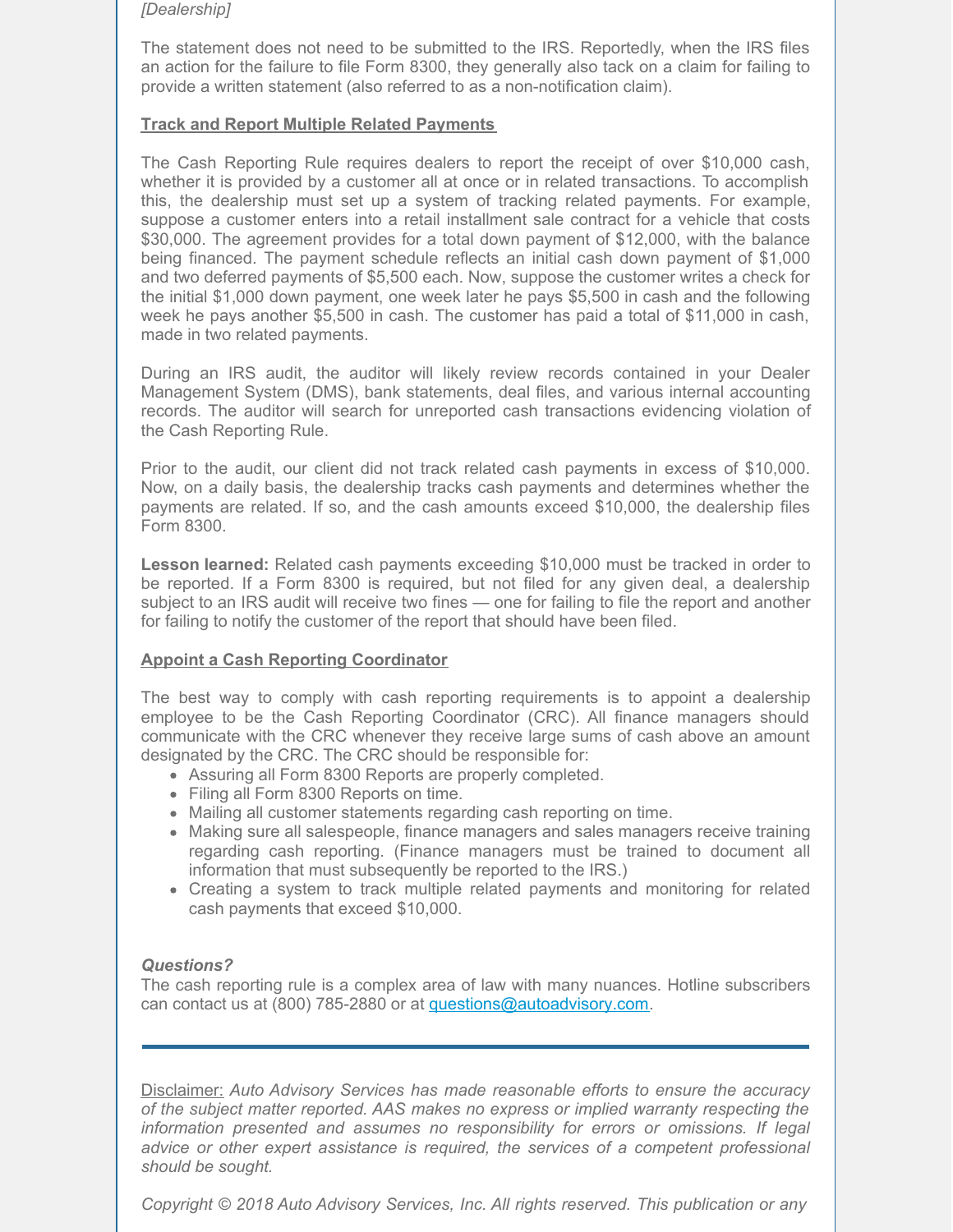*[Dealership]*

The statement does not need to be submitted to the IRS. Reportedly, when the IRS files an action for the failure to file Form 8300, they generally also tack on a claim for failing to provide a written statement (also referred to as a non-notification claim).

**Track and Report Multiple Related Payments**

The Cash Reporting Rule requires dealers to report the receipt of over $10,000 cash, whether it is provided by a customer all at once or in related transactions. To accomplish this, the dealership must set up a system of tracking related payments. For example, suppose a customer enters into a retail installment sale contract for a vehicle that costs $30,000. The agreement provides for a total down payment of $12,000, with the balance being financed. The payment schedule reflects an initial cash down payment of $1,000 and two deferred payments of $5,500 each. Now, suppose the customer writes a check for the initial $1,000 down payment, one week later he pays $5,500 in cash and the following week he pays another $5,500 in cash. The customer has paid a total of $11,000 in cash, made in two related payments.

During an IRS audit, the auditor will likely review records contained in your Dealer Management System (DMS), bank statements, deal files, and various internal accounting records. The auditor will search for unreported cash transactions evidencing violation of the Cash Reporting Rule.

Prior to the audit, our client did not track related cash payments in excess of $10,000. Now, on a daily basis, the dealership tracks cash payments and determines whether the payments are related. If so, and the cash amounts exceed $10,000, the dealership files Form 8300.

**Lesson learned:** Related cash payments exceeding $10,000 must be tracked in order to be reported. If a Form 8300 is required, but not filed for any given deal, a dealership subject to an IRS audit will receive two fines — one for failing to file the report and another for failing to notify the customer of the report that should have been filed.

**Appoint a Cash Reporting Coordinator**

The best way to comply with cash reporting requirements is to appoint a dealership employee to be the Cash Reporting Coordinator (CRC). All finance managers should communicate with the CRC whenever they receive large sums of cash above an amount designated by the CRC. The CRC should be responsible for:

- Assuring all Form 8300 Reports are properly completed.
- Filing all Form 8300 Reports on time.
- Mailing all customer statements regarding cash reporting on time.
- Making sure all salespeople, finance managers and sales managers receive training regarding cash reporting. (Finance managers must be trained to document all information that must subsequently be reported to the IRS.)
- Creating a system to track multiple related payments and monitoring for related cash payments that exceed $10,000.

***Questions?***

The cash reporting rule is a complex area of law with many nuances. Hotline subscribers can contact us at (800) 785-2880 or at questions@autoadvisory.com.

---

Disclaimer: *Auto Advisory Services has made reasonable efforts to ensure the accuracy of the subject matter reported. AAS makes no express or implied warranty respecting the information presented and assumes no responsibility for errors or omissions. If legal advice or other expert assistance is required, the services of a competent professional should be sought.*

*Copyright © 2018 Auto Advisory Services, Inc. All rights reserved. This publication or any*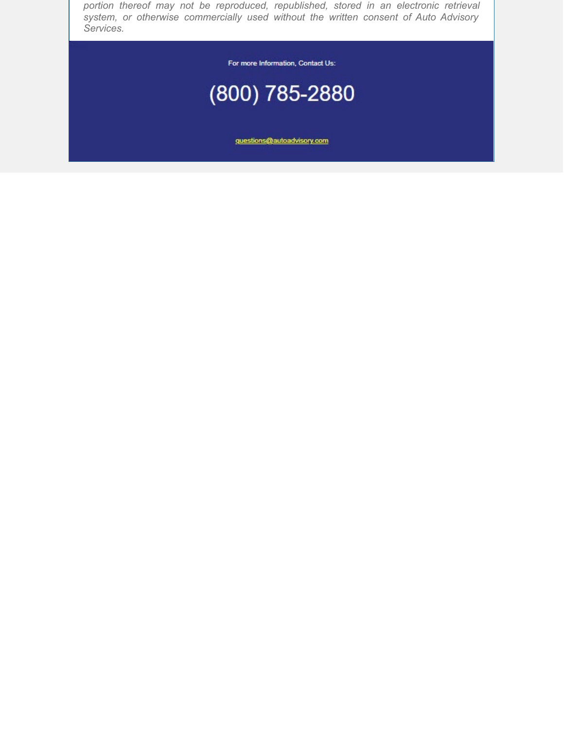*portion thereof may not be reproduced, republished, stored in an electronic retrieval system, or otherwise commercially used without the written consent of Auto Advisory Services.*

For more Information, Contact Us:

(800) 785-2880

questions@autoadvisory.com